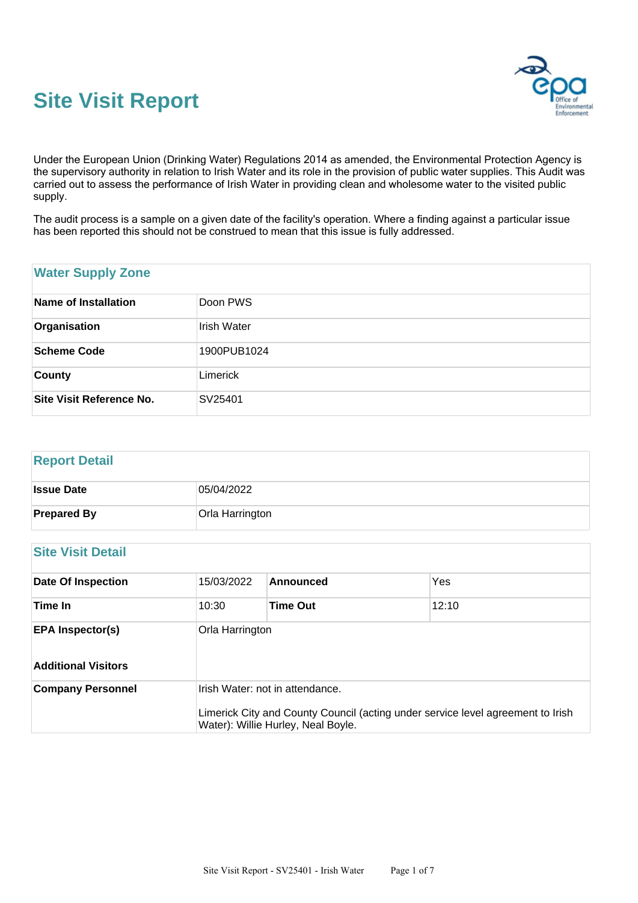# Site Visit Report

Under the European Union (Drinking Water) Regulations 2014 as amended, the Environmental Protection Agency is the supervisory authority in relation to Irish Water and its role in the provision of public water supplies. This Audit was carried out to assess the performance of Irish Water in providing clean and wholesome water to the visited public supply.

The audit process is a sample on a given date of the facility's operation. Where a finding against a particular issue has been reported this should not be construed to mean that this issue is fully addressed.

| Water Supply Zone | |
|---|---|
| **Name of Installation** | Doon PWS |
| **Organisation** | Irish Water |
| **Scheme Code** | 1900PUB1024 |
| **County** | Limerick |
| **Site Visit Reference No.** | SV25401 |

| Report Detail | |
|---|---|
| **Issue Date** | 05/04/2022 |
| **Prepared By** | Orla Harrington |

| Site Visit Detail | | | |
|---|---|---|---|
| **Date Of Inspection** | 15/03/2022 | **Announced** | Yes |
| **Time In** | 10:30 | **Time Out** | 12:10 |
| **EPA Inspector(s)** | Orla Harrington | | |
| **Additional Visitors** | | | |
| **Company Personnel** | Irish Water: not in attendance.<br><br>Limerick City and County Council (acting under service level agreement to Irish Water): Willie Hurley, Neal Boyle. | | |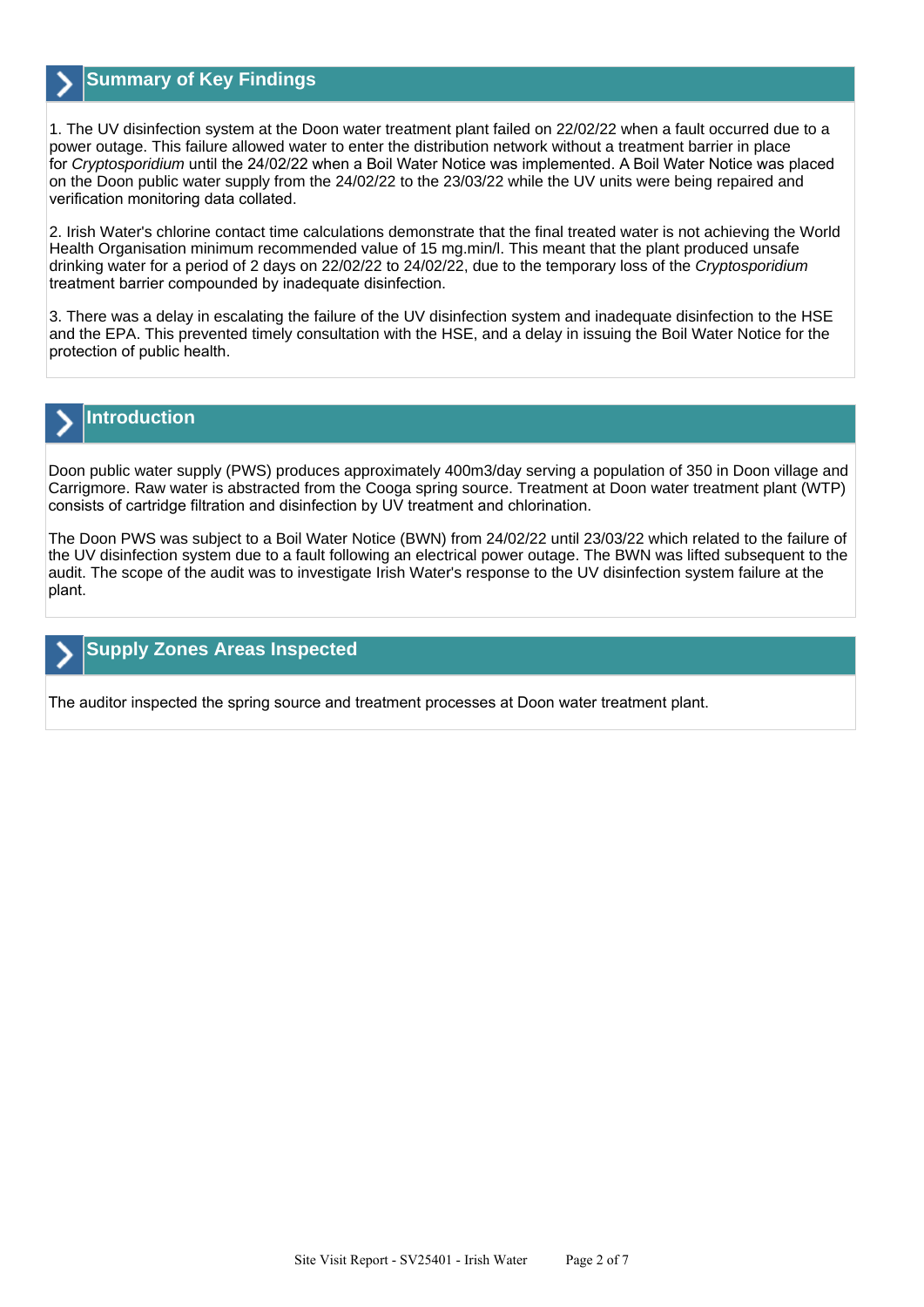## Summary of Key Findings

1. The UV disinfection system at the Doon water treatment plant failed on 22/02/22 when a fault occurred due to a power outage. This failure allowed water to enter the distribution network without a treatment barrier in place for *Cryptosporidium* until the 24/02/22 when a Boil Water Notice was implemented. A Boil Water Notice was placed on the Doon public water supply from the 24/02/22 to the 23/03/22 while the UV units were being repaired and verification monitoring data collated.

2. Irish Water's chlorine contact time calculations demonstrate that the final treated water is not achieving the World Health Organisation minimum recommended value of 15 mg.min/l. This meant that the plant produced unsafe drinking water for a period of 2 days on 22/02/22 to 24/02/22, due to the temporary loss of the *Cryptosporidium* treatment barrier compounded by inadequate disinfection.

3. There was a delay in escalating the failure of the UV disinfection system and inadequate disinfection to the HSE and the EPA. This prevented timely consultation with the HSE, and a delay in issuing the Boil Water Notice for the protection of public health.

## Introduction

Doon public water supply (PWS) produces approximately 400m3/day serving a population of 350 in Doon village and Carrigmore. Raw water is abstracted from the Cooga spring source. Treatment at Doon water treatment plant (WTP) consists of cartridge filtration and disinfection by UV treatment and chlorination.

The Doon PWS was subject to a Boil Water Notice (BWN) from 24/02/22 until 23/03/22 which related to the failure of the UV disinfection system due to a fault following an electrical power outage. The BWN was lifted subsequent to the audit. The scope of the audit was to investigate Irish Water's response to the UV disinfection system failure at the plant.

## Supply Zones Areas Inspected

The auditor inspected the spring source and treatment processes at Doon water treatment plant.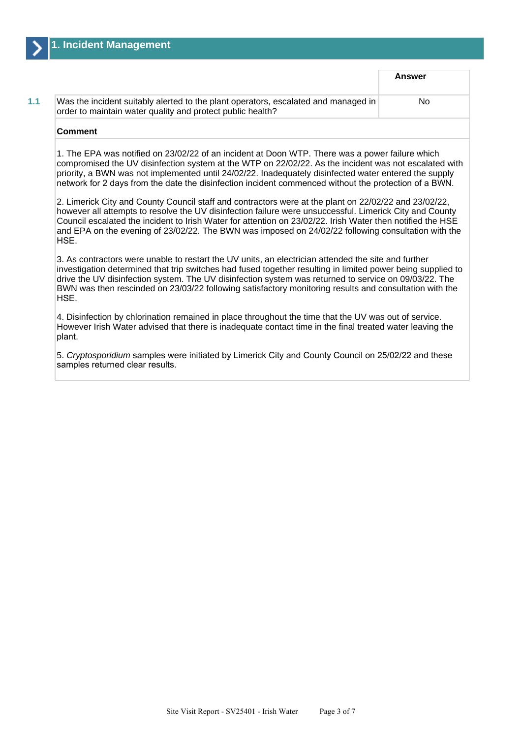## 1. Incident Management

| | | Answer |
|---|---|---|
| 1.1 | Was the incident suitably alerted to the plant operators, escalated and managed in order to maintain water quality and protect public health? | No |

**Comment**

1. The EPA was notified on 23/02/22 of an incident at Doon WTP. There was a power failure which compromised the UV disinfection system at the WTP on 22/02/22. As the incident was not escalated with priority, a BWN was not implemented until 24/02/22. Inadequately disinfected water entered the supply network for 2 days from the date the disinfection incident commenced without the protection of a BWN.

2. Limerick City and County Council staff and contractors were at the plant on 22/02/22 and 23/02/22, however all attempts to resolve the UV disinfection failure were unsuccessful. Limerick City and County Council escalated the incident to Irish Water for attention on 23/02/22. Irish Water then notified the HSE and EPA on the evening of 23/02/22. The BWN was imposed on 24/02/22 following consultation with the HSE.

3. As contractors were unable to restart the UV units, an electrician attended the site and further investigation determined that trip switches had fused together resulting in limited power being supplied to drive the UV disinfection system. The UV disinfection system was returned to service on 09/03/22. The BWN was then rescinded on 23/03/22 following satisfactory monitoring results and consultation with the HSE.

4. Disinfection by chlorination remained in place throughout the time that the UV was out of service. However Irish Water advised that there is inadequate contact time in the final treated water leaving the plant.

5. *Cryptosporidium* samples were initiated by Limerick City and County Council on 25/02/22 and these samples returned clear results.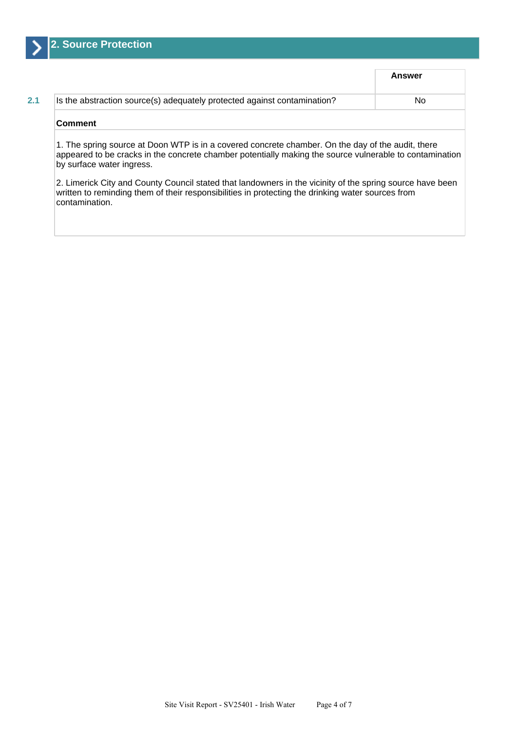## 2. Source Protection

| | | Answer |
|---|---|---|
| 2.1 | Is the abstraction source(s) adequately protected against contamination? | No |

**Comment**

1. The spring source at Doon WTP is in a covered concrete chamber. On the day of the audit, there appeared to be cracks in the concrete chamber potentially making the source vulnerable to contamination by surface water ingress.

2. Limerick City and County Council stated that landowners in the vicinity of the spring source have been written to reminding them of their responsibilities in protecting the drinking water sources from contamination.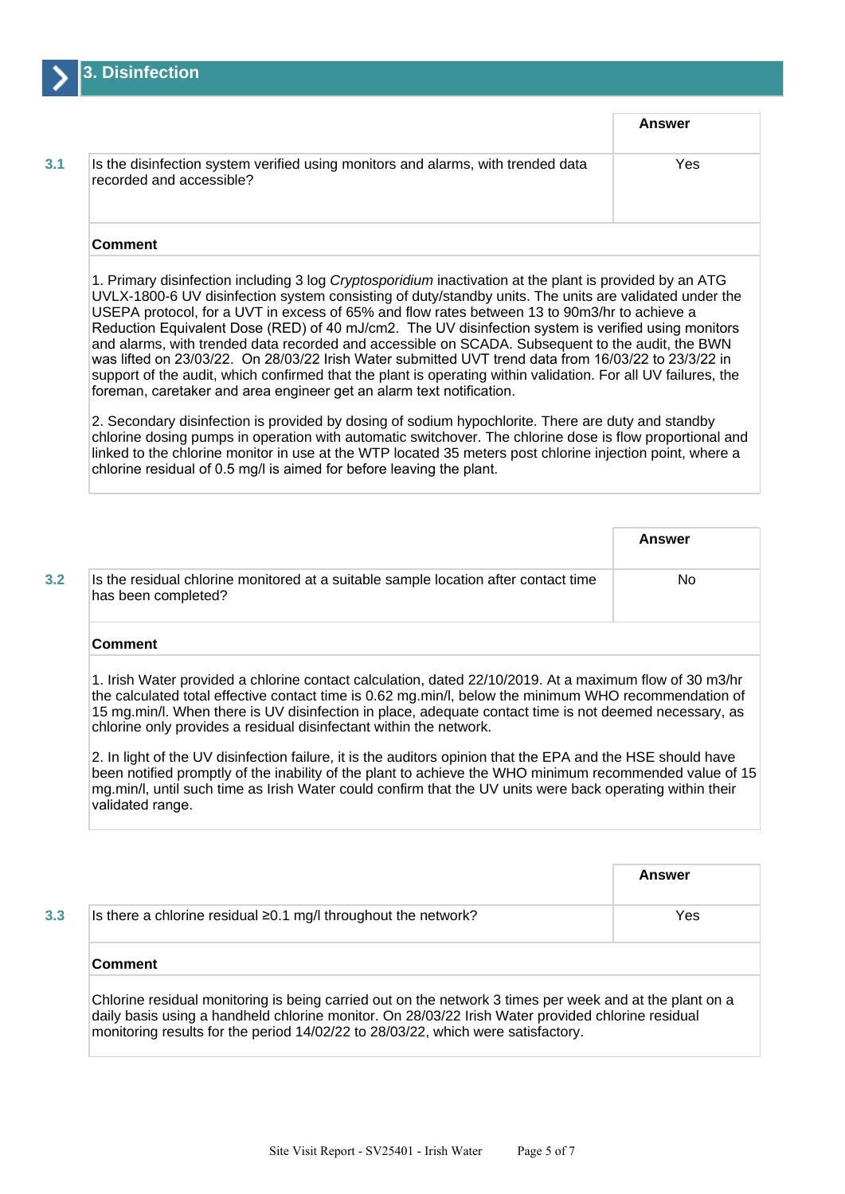## 3. Disinfection

| | | Answer |
|---|---|---|
| 3.1 | Is the disinfection system verified using monitors and alarms, with trended data recorded and accessible? | Yes |

**Comment**

1. Primary disinfection including 3 log *Cryptosporidium* inactivation at the plant is provided by an ATG UVLX-1800-6 UV disinfection system consisting of duty/standby units. The units are validated under the USEPA protocol, for a UVT in excess of 65% and flow rates between 13 to 90m3/hr to achieve a Reduction Equivalent Dose (RED) of 40 mJ/cm2. The UV disinfection system is verified using monitors and alarms, with trended data recorded and accessible on SCADA. Subsequent to the audit, the BWN was lifted on 23/03/22. On 28/03/22 Irish Water submitted UVT trend data from 16/03/22 to 23/3/22 in support of the audit, which confirmed that the plant is operating within validation. For all UV failures, the foreman, caretaker and area engineer get an alarm text notification.

2. Secondary disinfection is provided by dosing of sodium hypochlorite. There are duty and standby chlorine dosing pumps in operation with automatic switchover. The chlorine dose is flow proportional and linked to the chlorine monitor in use at the WTP located 35 meters post chlorine injection point, where a chlorine residual of 0.5 mg/l is aimed for before leaving the plant.

| | | Answer |
|---|---|---|
| 3.2 | Is the residual chlorine monitored at a suitable sample location after contact time has been completed? | No |

**Comment**

1. Irish Water provided a chlorine contact calculation, dated 22/10/2019. At a maximum flow of 30 m3/hr the calculated total effective contact time is 0.62 mg.min/l, below the minimum WHO recommendation of 15 mg.min/l. When there is UV disinfection in place, adequate contact time is not deemed necessary, as chlorine only provides a residual disinfectant within the network.

2. In light of the UV disinfection failure, it is the auditors opinion that the EPA and the HSE should have been notified promptly of the inability of the plant to achieve the WHO minimum recommended value of 15 mg.min/l, until such time as Irish Water could confirm that the UV units were back operating within their validated range.

| | | Answer |
|---|---|---|
| 3.3 | Is there a chlorine residual ≥0.1 mg/l throughout the network? | Yes |

**Comment**

Chlorine residual monitoring is being carried out on the network 3 times per week and at the plant on a daily basis using a handheld chlorine monitor. On 28/03/22 Irish Water provided chlorine residual monitoring results for the period 14/02/22 to 28/03/22, which were satisfactory.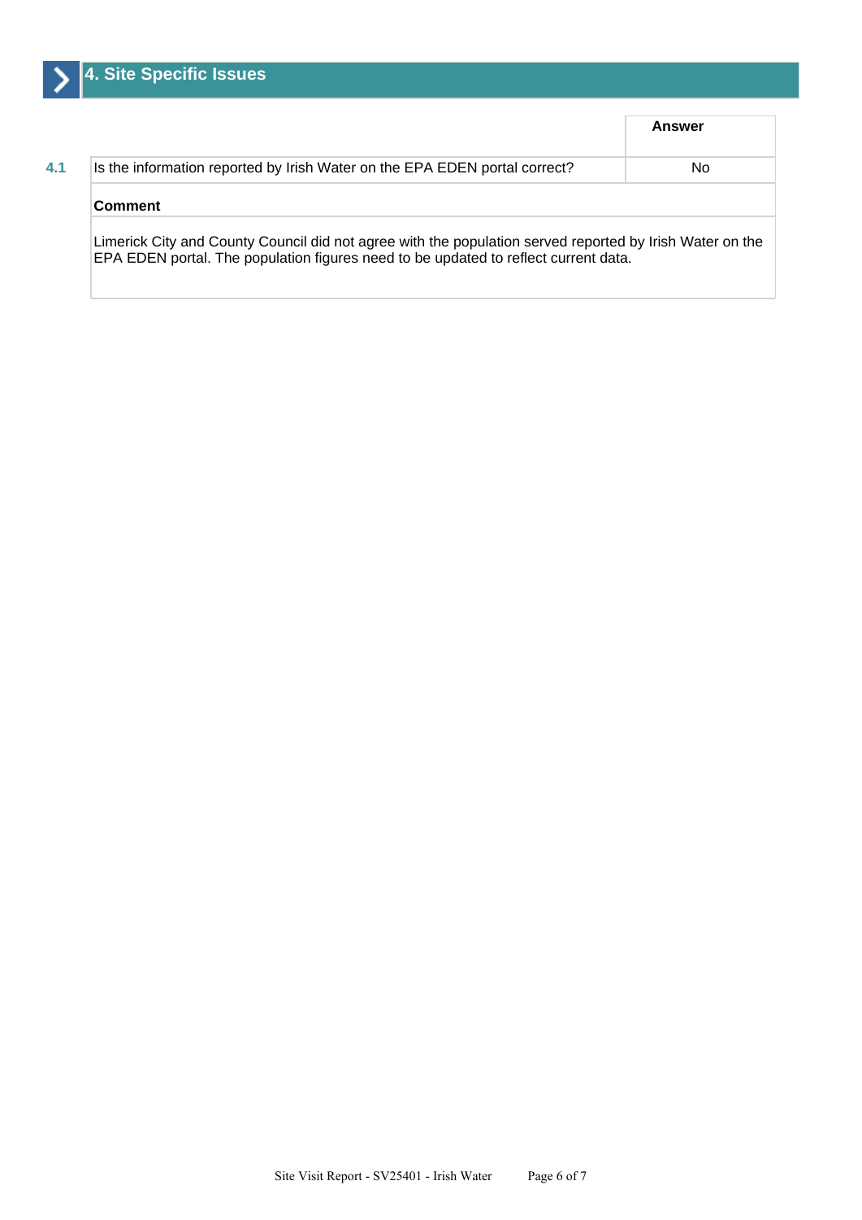## 4. Site Specific Issues

| | | Answer |
|---|---|---|
| 4.1 | Is the information reported by Irish Water on the EPA EDEN portal correct? | No |

**Comment**

Limerick City and County Council did not agree with the population served reported by Irish Water on the EPA EDEN portal. The population figures need to be updated to reflect current data.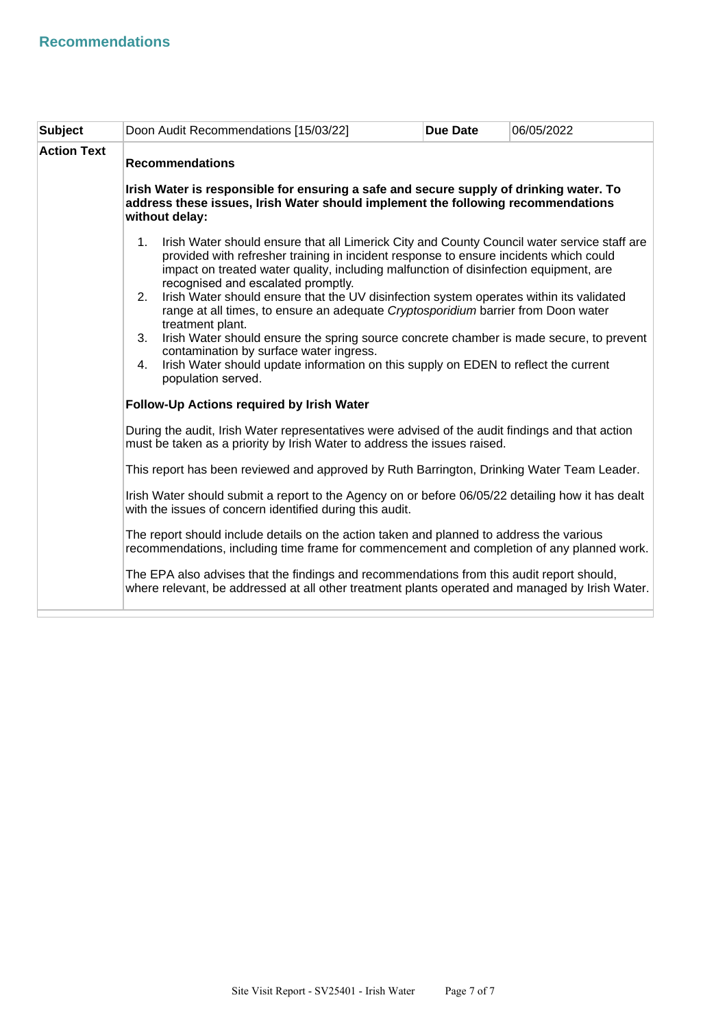## Recommendations

| Subject | Doon Audit Recommendations [15/03/22] | Due Date | 06/05/2022 |
|---|---|---|---|
| Action Text | **Recommendations**<br><br>**Irish Water is responsible for ensuring a safe and secure supply of drinking water. To address these issues, Irish Water should implement the following recommendations without delay:**<br><br>1. Irish Water should ensure that all Limerick City and County Council water service staff are provided with refresher training in incident response to ensure incidents which could impact on treated water quality, including malfunction of disinfection equipment, are recognised and escalated promptly.<br>2. Irish Water should ensure that the UV disinfection system operates within its validated range at all times, to ensure an adequate *Cryptosporidium* barrier from Doon water treatment plant.<br>3. Irish Water should ensure the spring source concrete chamber is made secure, to prevent contamination by surface water ingress.<br>4. Irish Water should update information on this supply on EDEN to reflect the current population served.<br><br>**Follow-Up Actions required by Irish Water**<br><br>During the audit, Irish Water representatives were advised of the audit findings and that action must be taken as a priority by Irish Water to address the issues raised.<br><br>This report has been reviewed and approved by Ruth Barrington, Drinking Water Team Leader.<br><br>Irish Water should submit a report to the Agency on or before 06/05/22 detailing how it has dealt with the issues of concern identified during this audit.<br><br>The report should include details on the action taken and planned to address the various recommendations, including time frame for commencement and completion of any planned work.<br><br>The EPA also advises that the findings and recommendations from this audit report should, where relevant, be addressed at all other treatment plants operated and managed by Irish Water. | | |